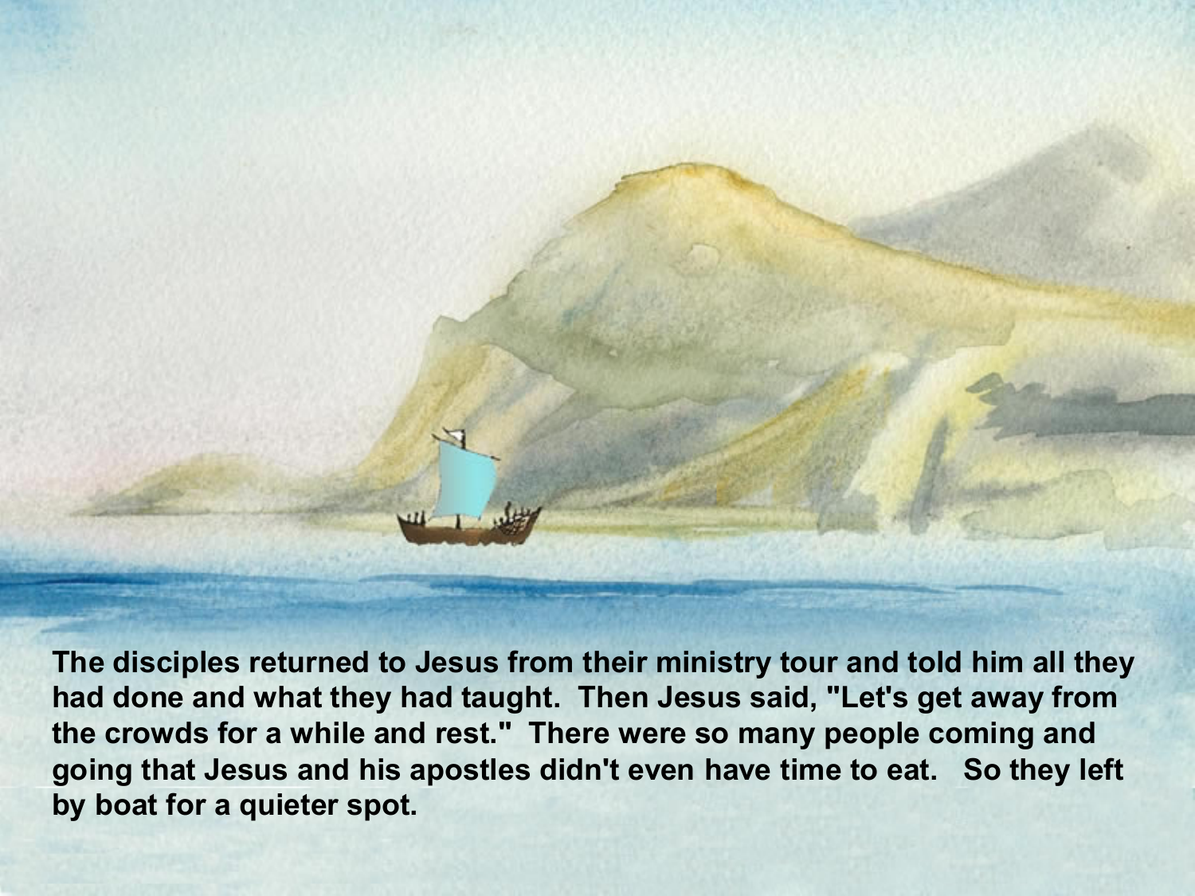The disciples returned to Jesus from their ministry tour and told him all they had done and what they had taught. Then Jesus said, "Let's get away from the crowds for a while and rest." There were so many people coming and going that Jesus and his apostles didn't even have time to eat. So they left by boat for a quieter spot.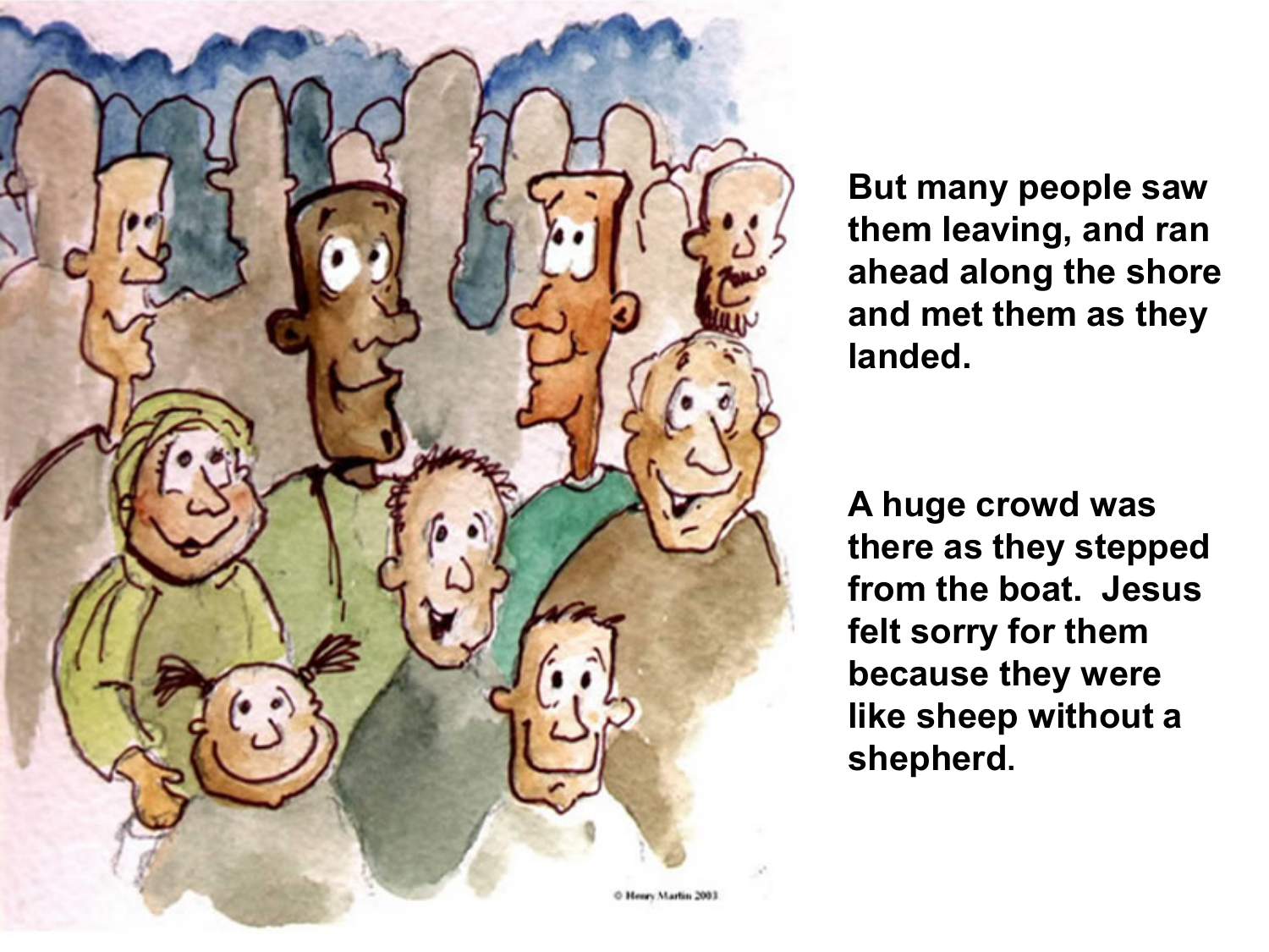But many people saw them leaving, and ran ahead along the shore and met them as they landed.

A huge crowd was there as they stepped from the boat. Jesus felt sorry for them because they were like sheep without a shepherd.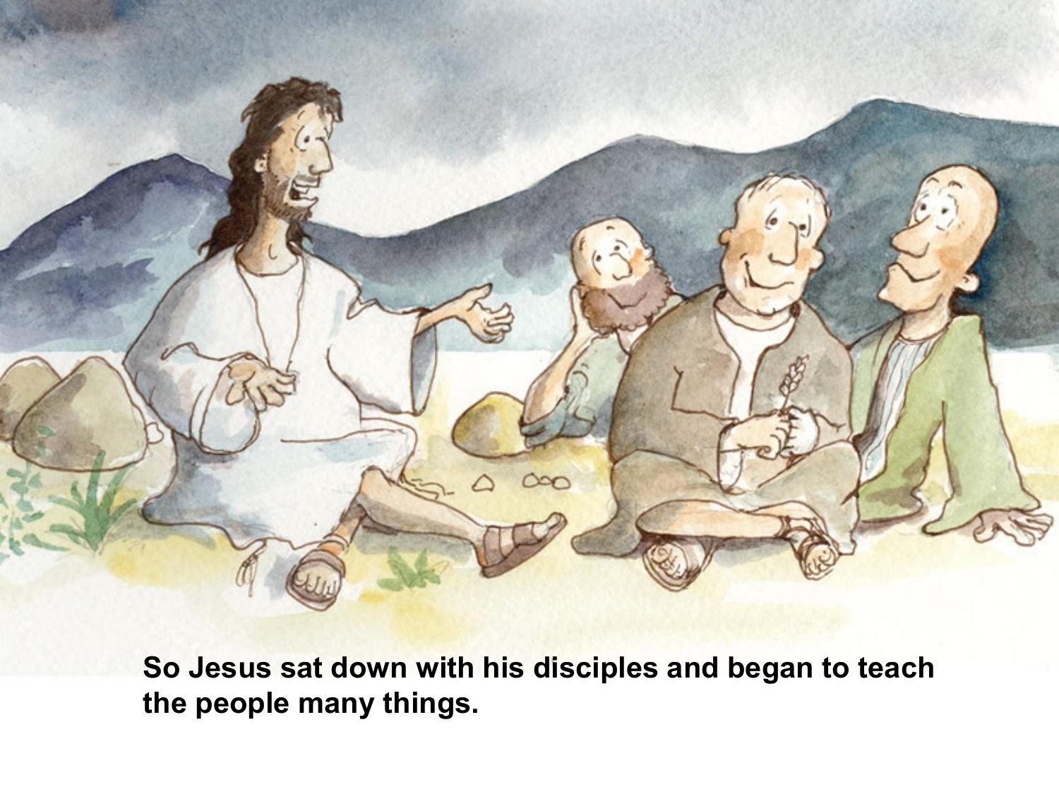**So Jesus sat down with his disciples and began to teach the people many things.**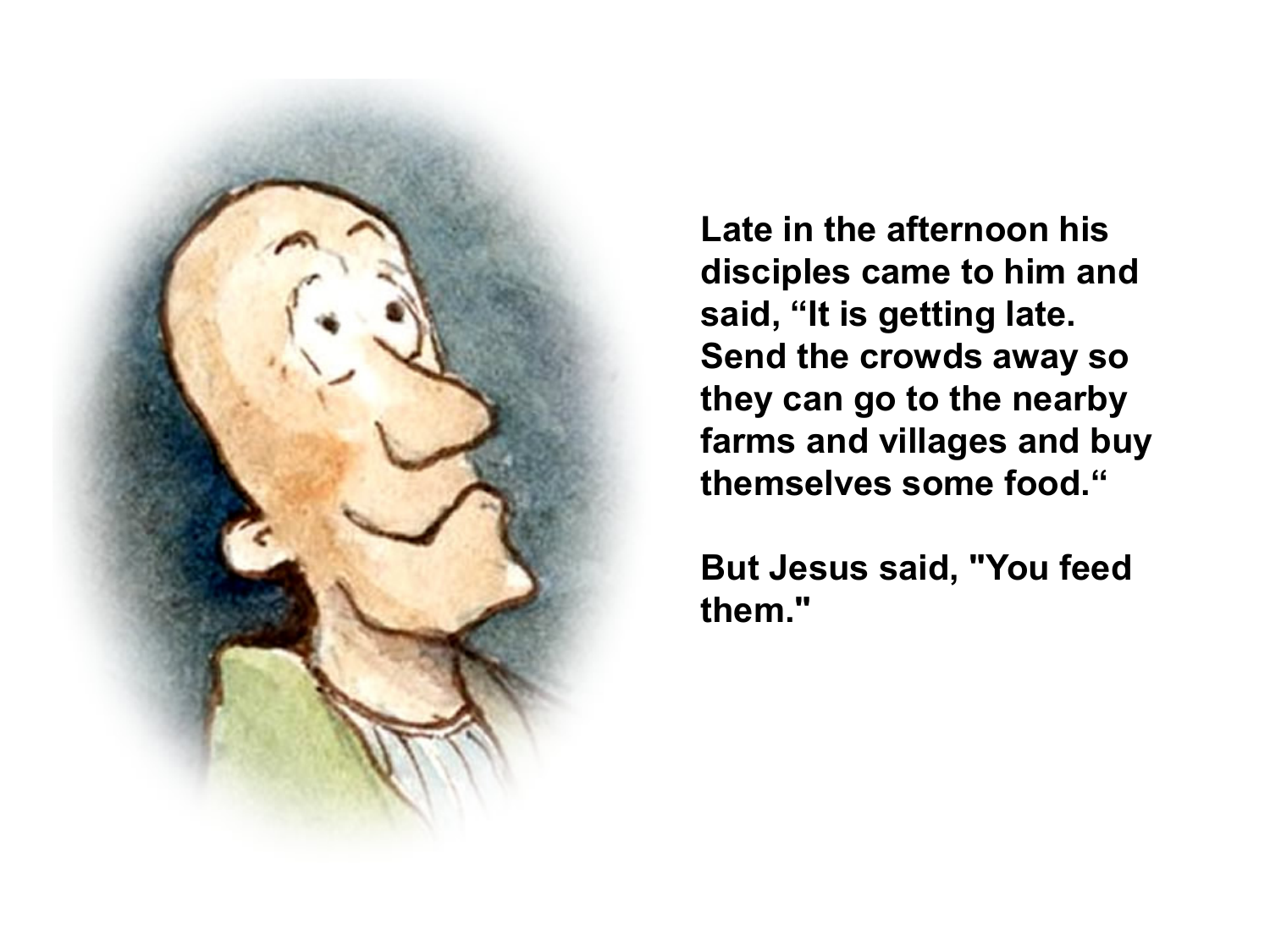Late in the afternoon his disciples came to him and said, “It is getting late. Send the crowds away so they can go to the nearby farms and villages and buy themselves some food.“

But Jesus said, "You feed them."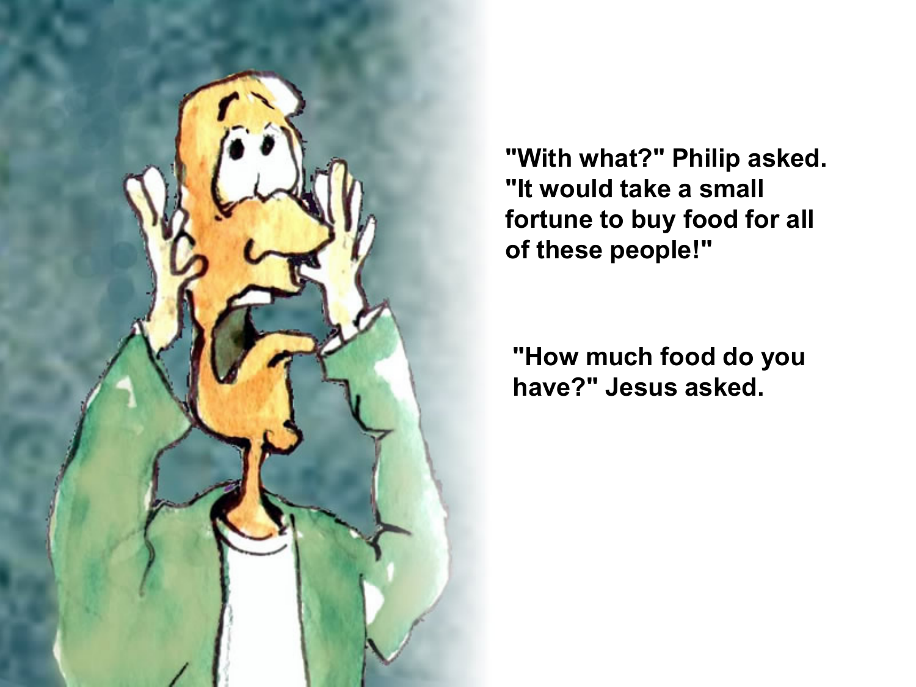"With what?" Philip asked. "It would take a small fortune to buy food for all of these people!"

"How much food do you have?" Jesus asked.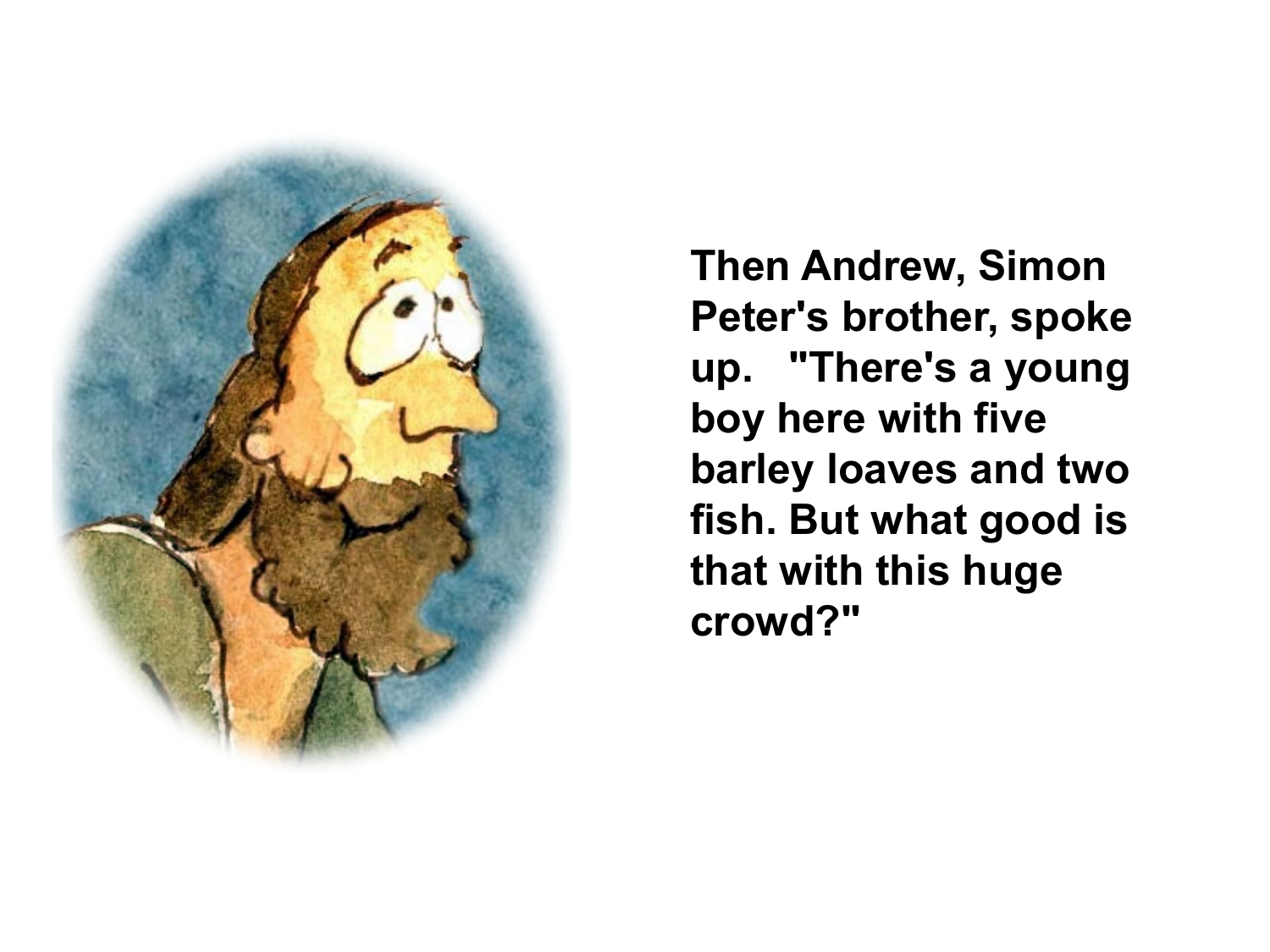**Then Andrew, Simon Peter's brother, spoke up. "There's a young boy here with five barley loaves and two fish. But what good is that with this huge crowd?"**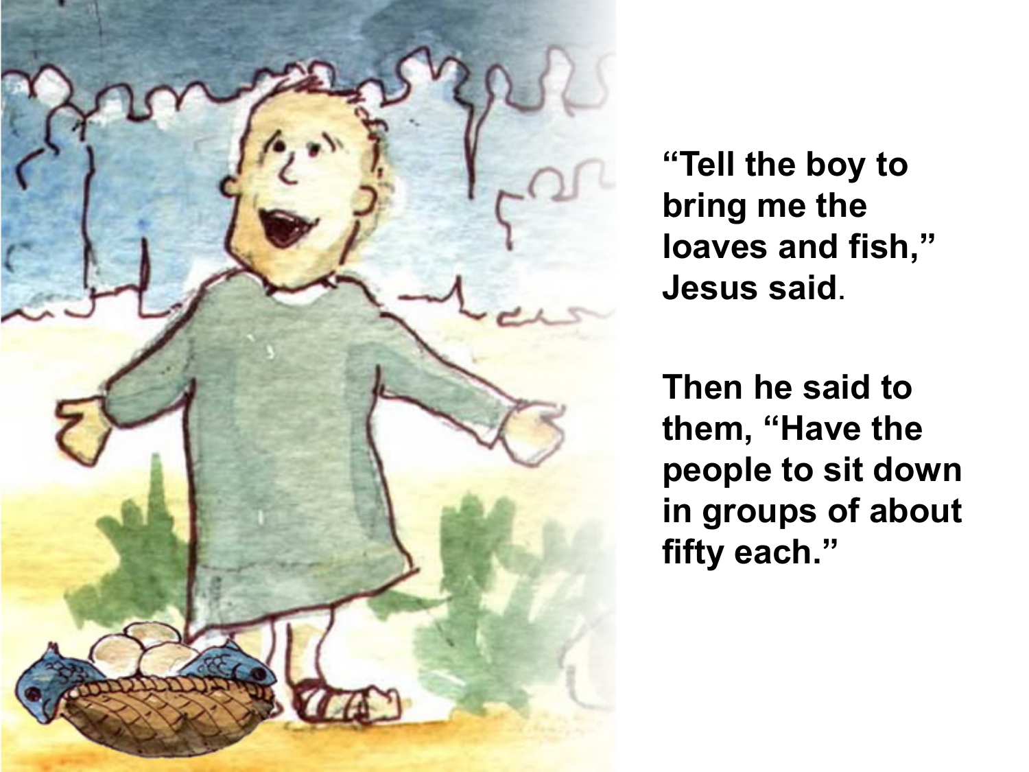**“Tell the boy to bring me the loaves and fish,” Jesus said**.

**Then he said to them, “Have the people to sit down in groups of about fifty each.”**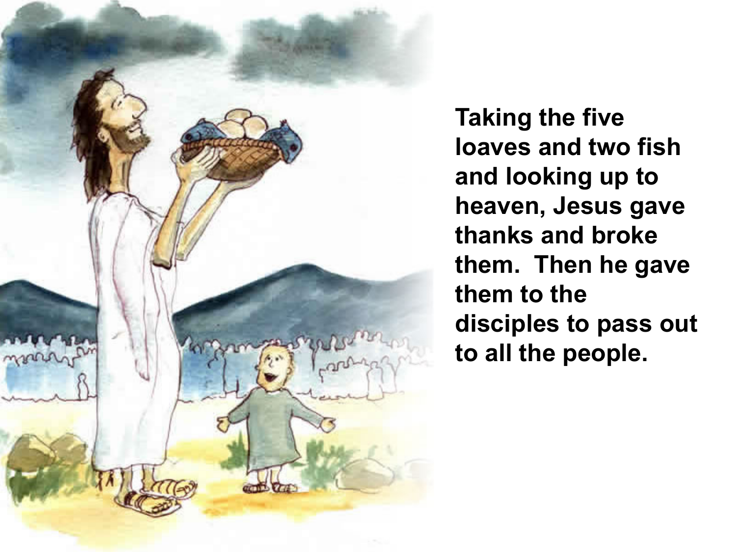**Taking the five loaves and two fish and looking up to heaven, Jesus gave thanks and broke them.  Then he gave them to the disciples to pass out to all the people.**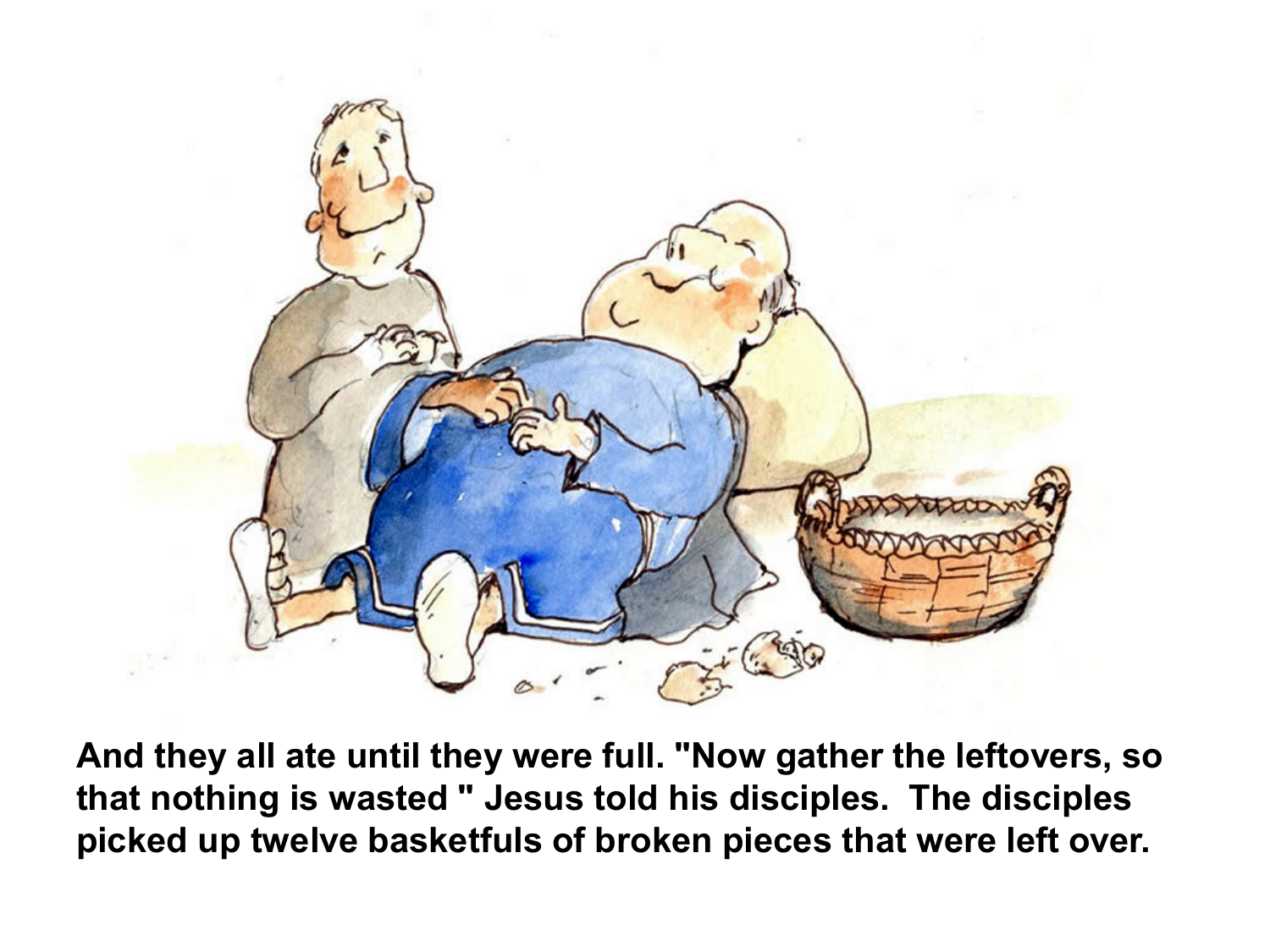**And they all ate until they were full. "Now gather the leftovers, so that nothing is wasted " Jesus told his disciples. The disciples picked up twelve basketfuls of broken pieces that were left over.**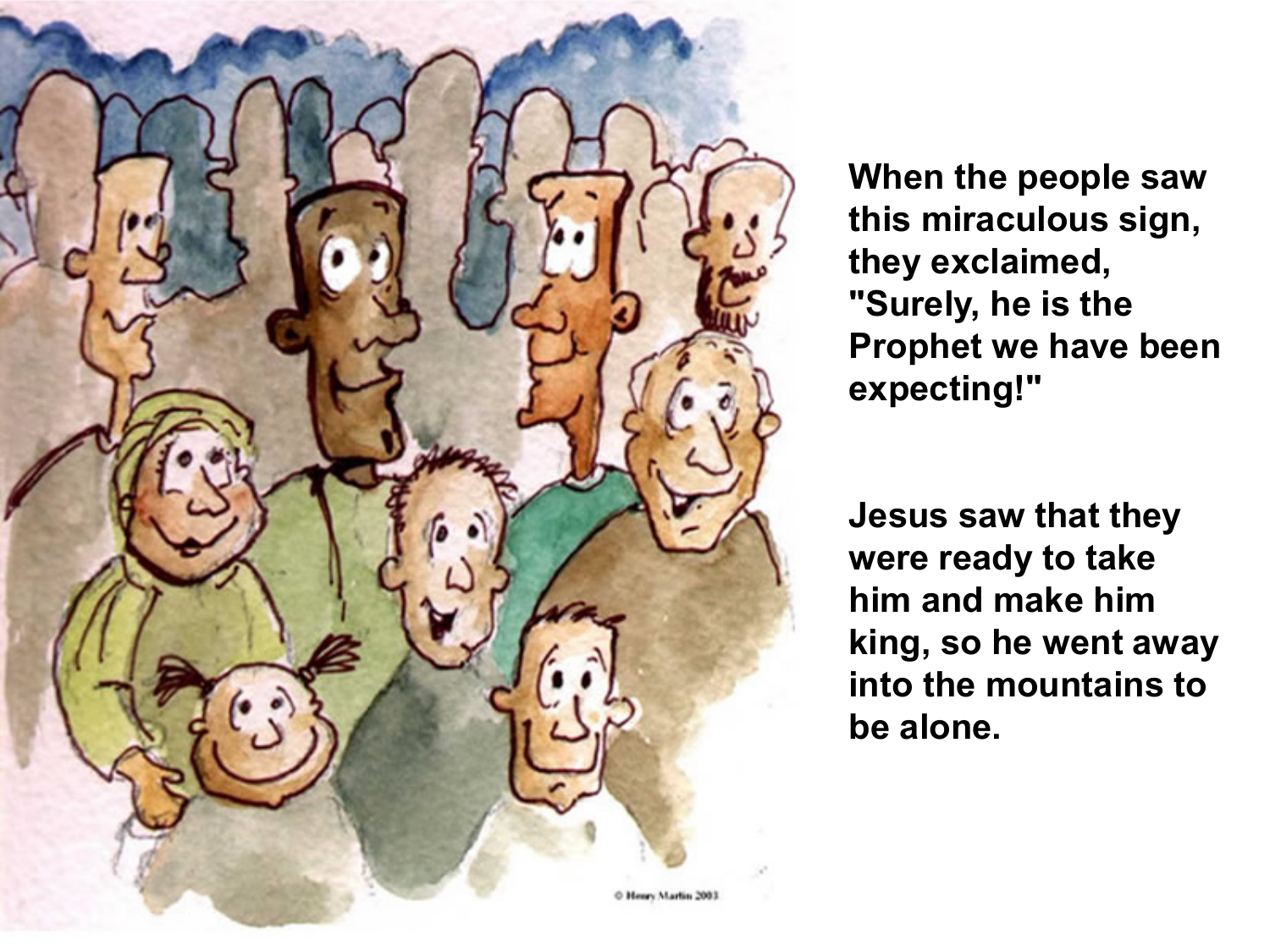When the people saw this miraculous sign, they exclaimed, "Surely, he is the Prophet we have been expecting!"

Jesus saw that they were ready to take him and make him king, so he went away into the mountains to be alone.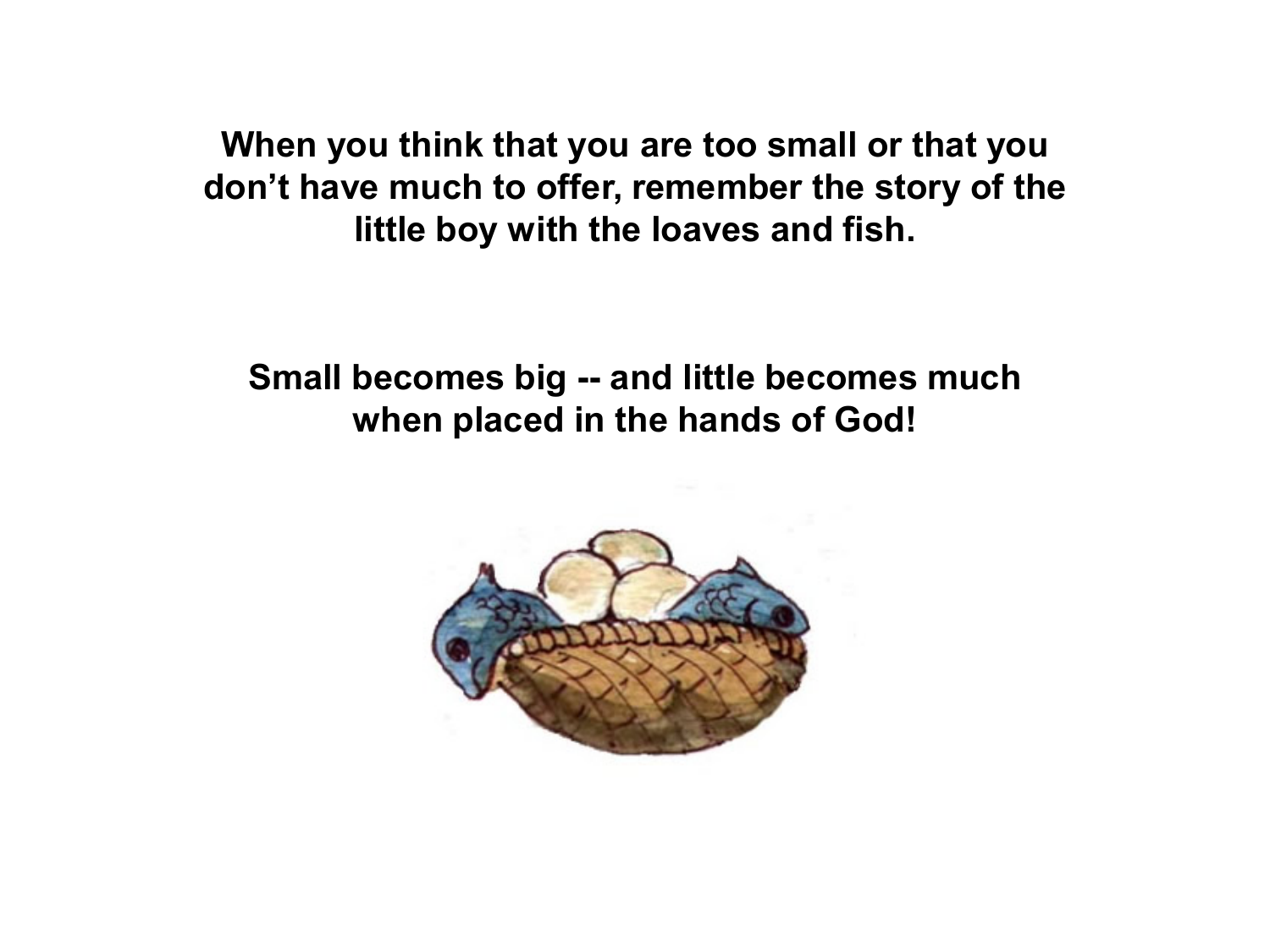**When you think that you are too small or that you don't have much to offer, remember the story of the little boy with the loaves and fish.**

**Small becomes big -- and little becomes much when placed in the hands of God!**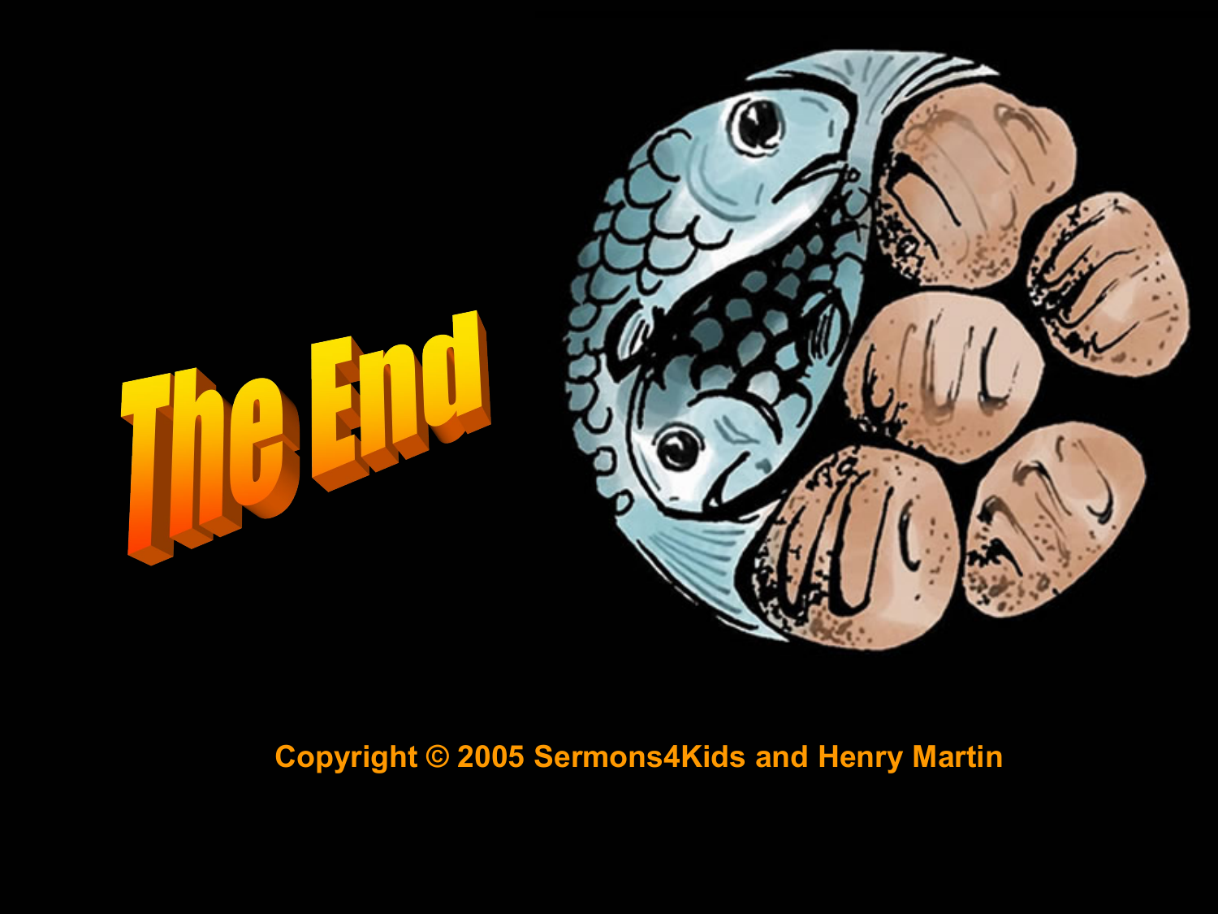# The End

Copyright © 2005 Sermons4Kids and Henry Martin